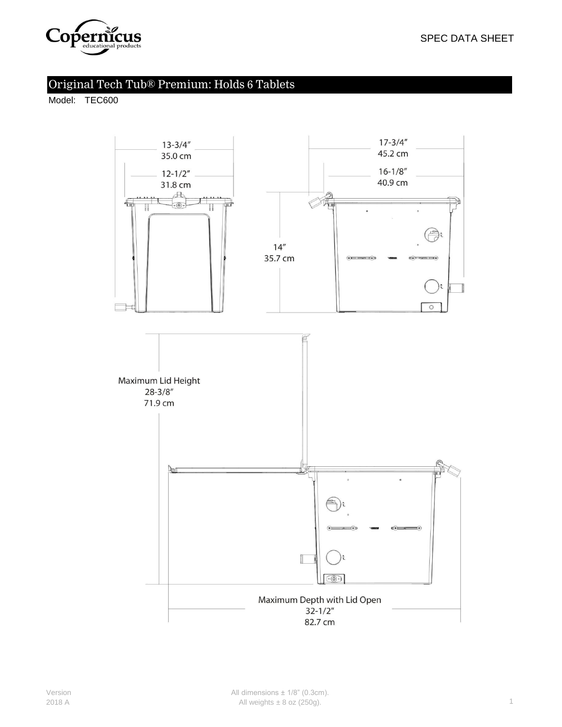SPEC DATA SHEET

# Original Tech Tub® Premium: Holds 6 Tablets

Model: TEC600

13-3/4″
35.0 cm

12-1/2″
31.8 cm

17-3/4″
45.2 cm

16-1/8″
40.9 cm

14″
35.7 cm

Maximum Lid Height
28-3/8″
71.9 cm

Maximum Depth with Lid Open
32-1/2″
82.7 cm

Version
2018 A

All dimensions ± 1/8" (0.3cm).
All weights ± 8 oz (250g).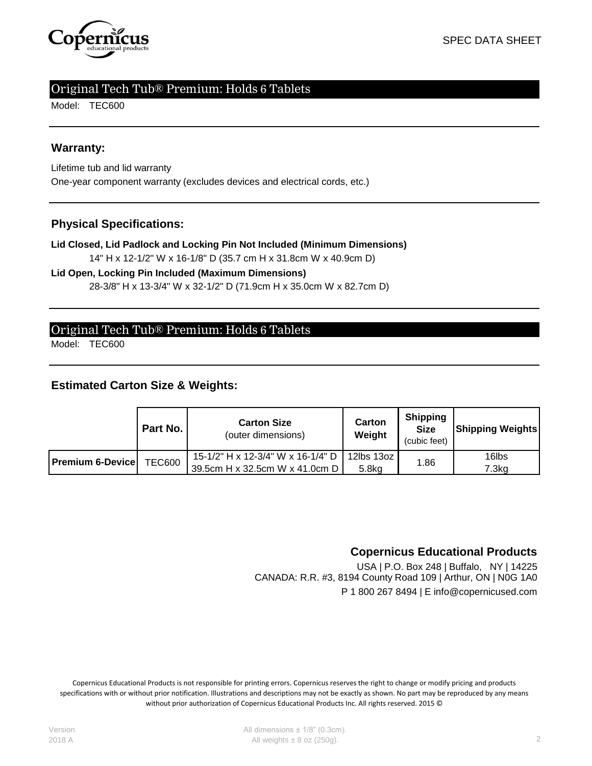SPEC DATA SHEET

## Original Tech Tub® Premium: Holds 6 Tablets

Model: TEC600

### Warranty:

Lifetime tub and lid warranty
One-year component warranty (excludes devices and electrical cords, etc.)

### Physical Specifications:

**Lid Closed, Lid Padlock and Locking Pin Not Included (Minimum Dimensions)**

14" H x 12-1/2" W x 16-1/8" D (35.7 cm H x 31.8cm W x 40.9cm D)

**Lid Open, Locking Pin Included (Maximum Dimensions)**

28-3/8" H x 13-3/4" W x 32-1/2" D (71.9cm H x 35.0cm W x 82.7cm D)

## Original Tech Tub® Premium: Holds 6 Tablets

Model: TEC600

### Estimated Carton Size & Weights:

| | Part No. | Carton Size (outer dimensions) | Carton Weight | Shipping Size (cubic feet) | Shipping Weights |
|---|---|---|---|---|---|
| **Premium 6-Device** | TEC600 | 15-1/2" H x 12-3/4" W x 16-1/4" D<br>39.5cm H x 32.5cm W x 41.0cm D | 12lbs 13oz<br>5.8kg | 1.86 | 16lbs<br>7.3kg |

**Copernicus Educational Products**

USA | P.O. Box 248 | Buffalo, NY | 14225
CANADA: R.R. #3, 8194 County Road 109 | Arthur, ON | N0G 1A0
P 1 800 267 8494 | E info@copernicused.com

Copernicus Educational Products is not responsible for printing errors. Copernicus reserves the right to change or modify pricing and products specifications with or without prior notification. Illustrations and descriptions may not be exactly as shown. No part may be reproduced by any means without prior authorization of Copernicus Educational Products Inc. All rights reserved. 2015 ©

Version 2018 A

All dimensions ± 1/8" (0.3cm).
All weights ± 8 oz (250g).